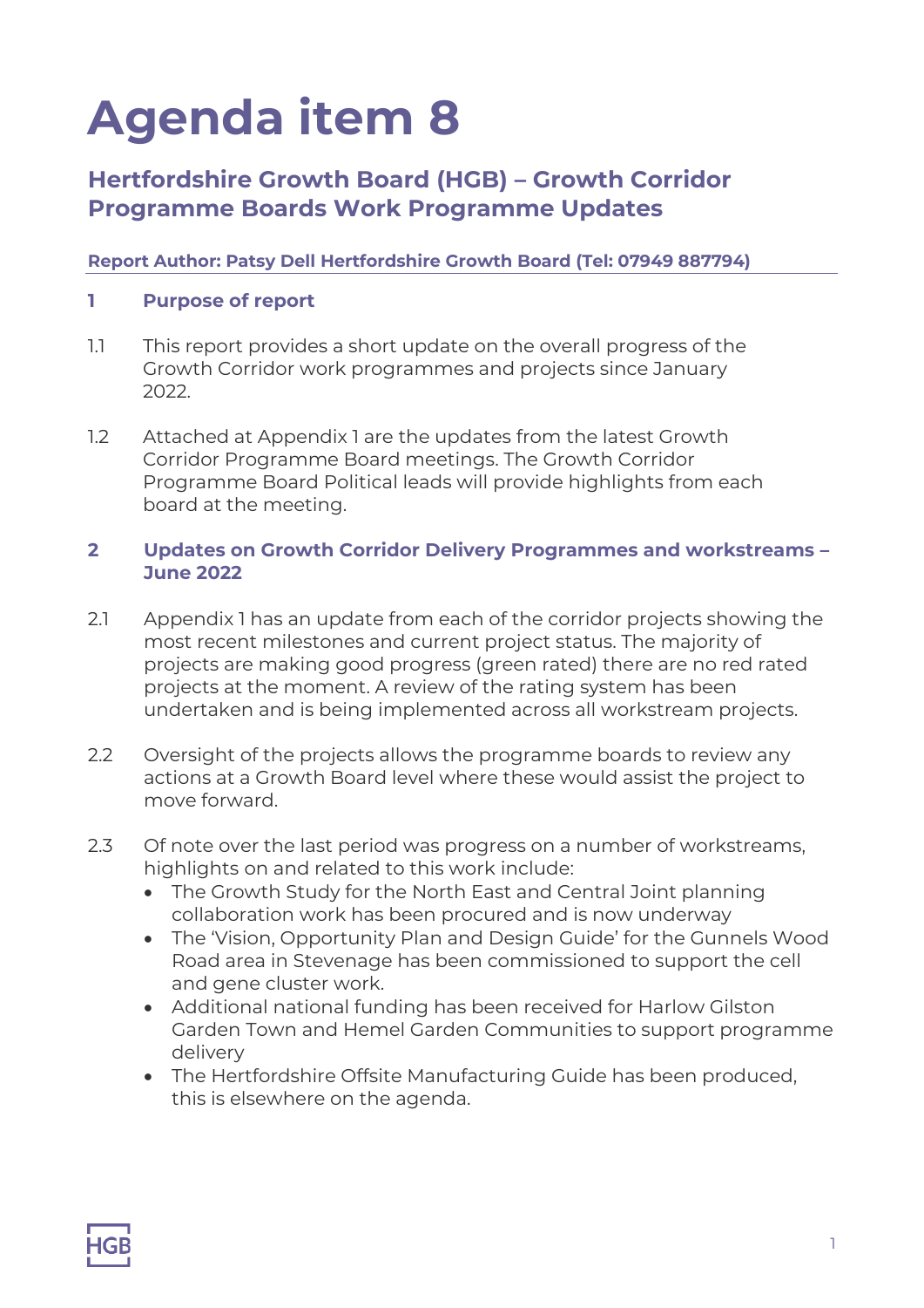# Agenda item 8

## Hertfordshire Growth Board (HGB) – Growth Corridor Programme Boards Work Programme Updates

**Report Author: Patsy Dell Hertfordshire Growth Board (Tel: 07949 887794)**

### 1 Purpose of report

1.1 This report provides a short update on the overall progress of the Growth Corridor work programmes and projects since January 2022.

1.2 Attached at Appendix 1 are the updates from the latest Growth Corridor Programme Board meetings. The Growth Corridor Programme Board Political leads will provide highlights from each board at the meeting.

### 2 Updates on Growth Corridor Delivery Programmes and workstreams – June 2022

2.1 Appendix 1 has an update from each of the corridor projects showing the most recent milestones and current project status. The majority of projects are making good progress (green rated) there are no red rated projects at the moment. A review of the rating system has been undertaken and is being implemented across all workstream projects.

2.2 Oversight of the projects allows the programme boards to review any actions at a Growth Board level where these would assist the project to move forward.

2.3 Of note over the last period was progress on a number of workstreams, highlights on and related to this work include:

- The Growth Study for the North East and Central Joint planning collaboration work has been procured and is now underway
- The 'Vision, Opportunity Plan and Design Guide' for the Gunnels Wood Road area in Stevenage has been commissioned to support the cell and gene cluster work.
- Additional national funding has been received for Harlow Gilston Garden Town and Hemel Garden Communities to support programme delivery
- The Hertfordshire Offsite Manufacturing Guide has been produced, this is elsewhere on the agenda.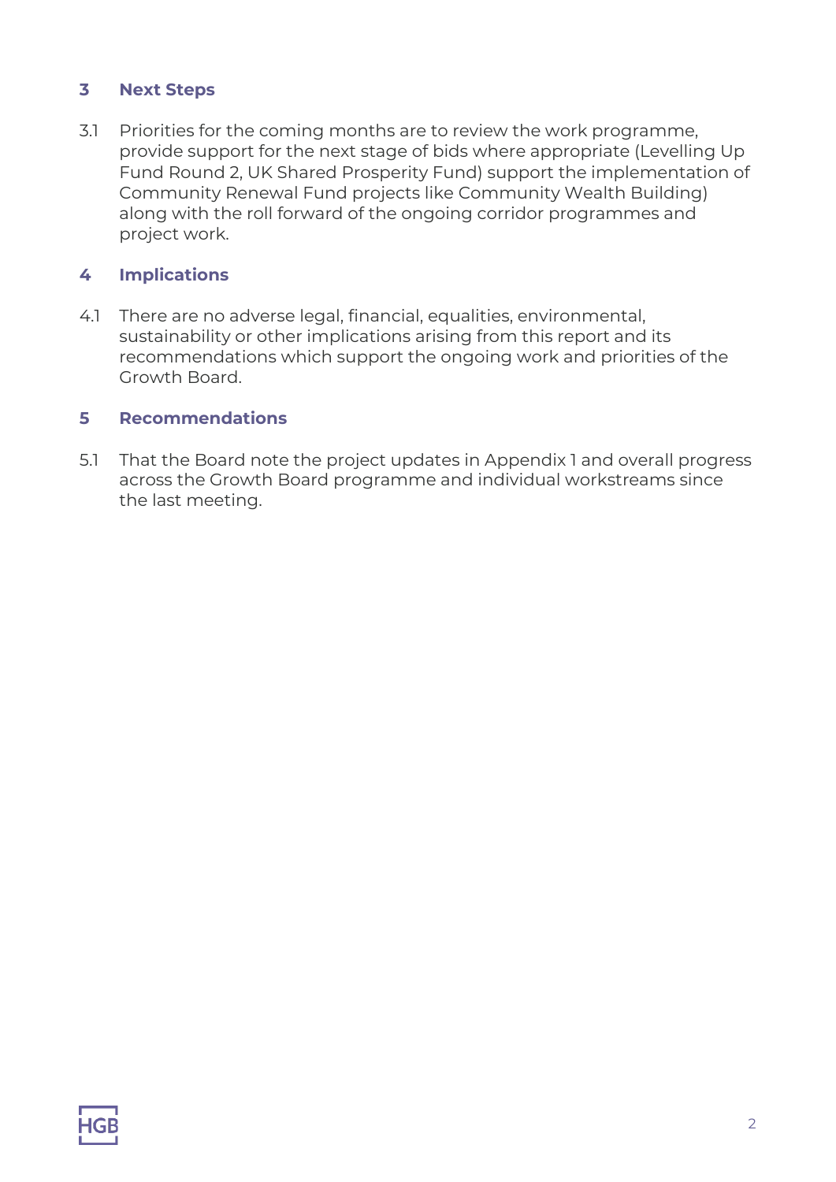## 3 Next Steps

3.1 Priorities for the coming months are to review the work programme, provide support for the next stage of bids where appropriate (Levelling Up Fund Round 2, UK Shared Prosperity Fund) support the implementation of Community Renewal Fund projects like Community Wealth Building) along with the roll forward of the ongoing corridor programmes and project work.

## 4 Implications

4.1 There are no adverse legal, financial, equalities, environmental, sustainability or other implications arising from this report and its recommendations which support the ongoing work and priorities of the Growth Board.

## 5 Recommendations

5.1 That the Board note the project updates in Appendix 1 and overall progress across the Growth Board programme and individual workstreams since the last meeting.